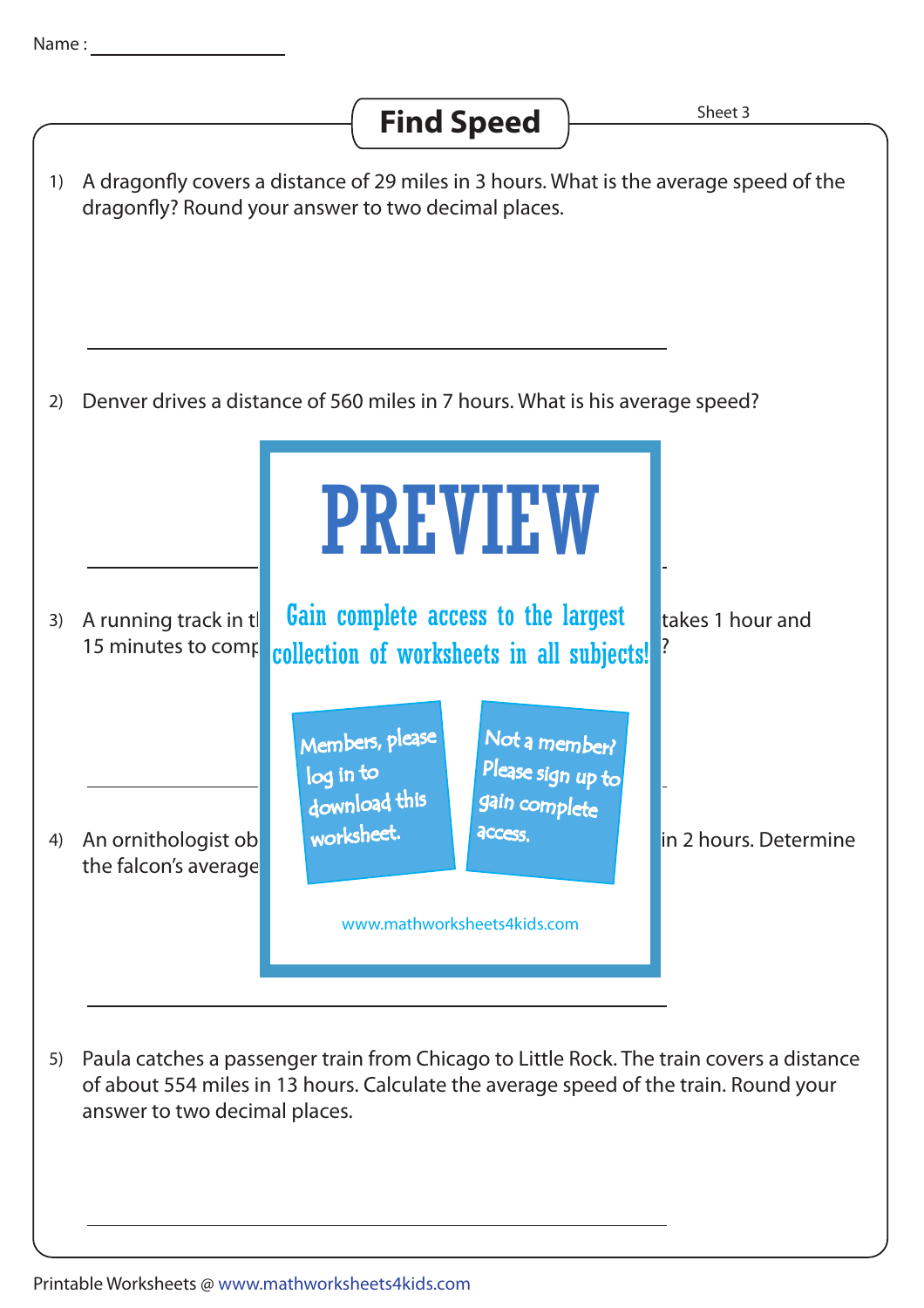Name :

# Find Speed

Sheet 3

1) A dragonfly covers a distance of 29 miles in 3 hours. What is the average speed of the dragonfly? Round your answer to two decimal places.

2) Denver drives a distance of 560 miles in 7 hours. What is his average speed?

PREVIEW

Gain complete access to the largest collection of worksheets in all subjects!

Members, please log in to download this worksheet.

Not a member? Please sign up to gain complete access.

www.mathworksheets4kids.com

3) A running track in tl … takes 1 hour and 15 minutes to comp… ?

4) An ornithologist ob… in 2 hours. Determine the falcon's average…

5) Paula catches a passenger train from Chicago to Little Rock. The train covers a distance of about 554 miles in 13 hours. Calculate the average speed of the train. Round your answer to two decimal places.

Printable Worksheets @ www.mathworksheets4kids.com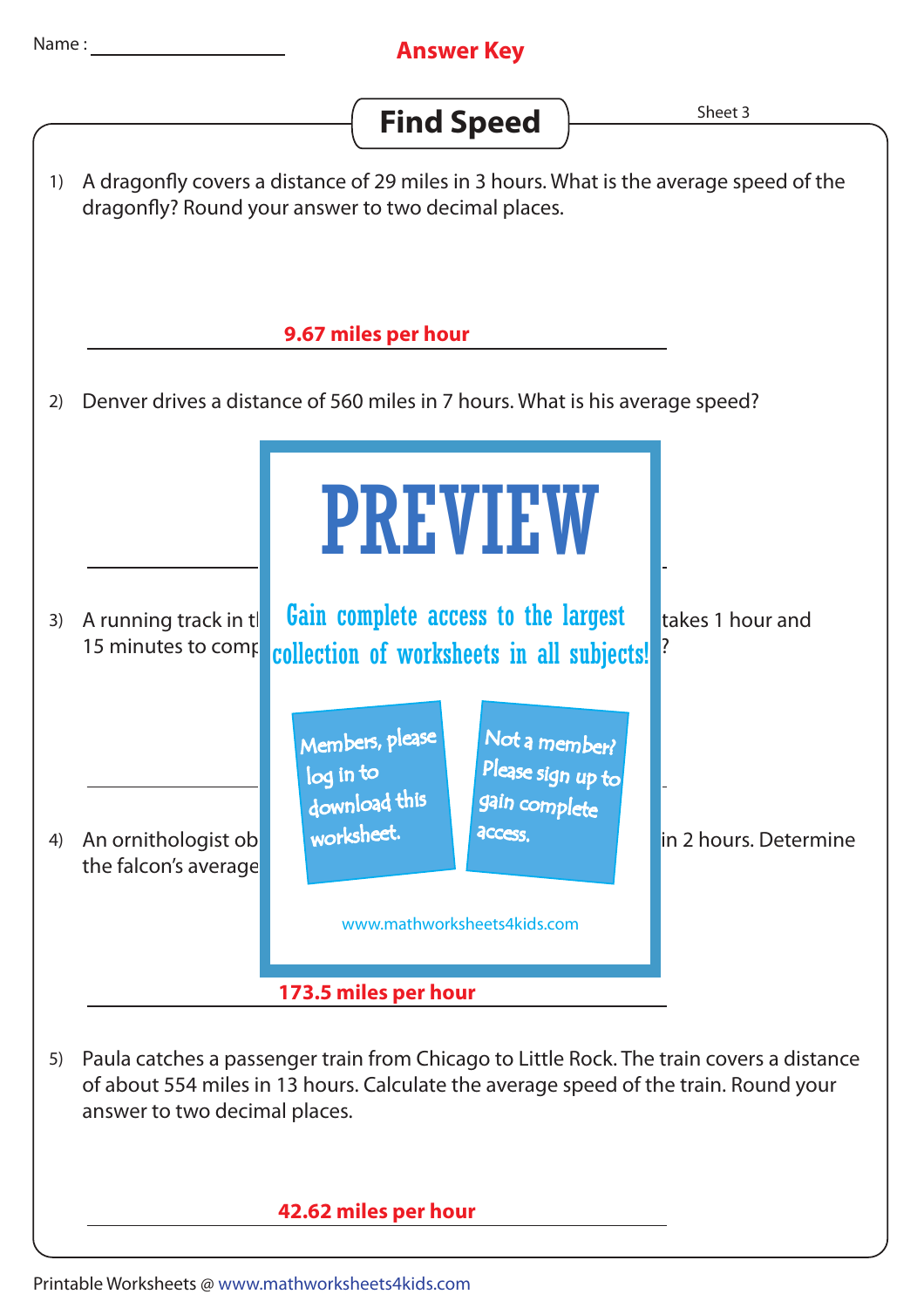Name : ________________

**Answer Key**

# Find Speed

Sheet 3

1) A dragonfly covers a distance of 29 miles in 3 hours. What is the average speed of the dragonfly? Round your answer to two decimal places.

**9.67 miles per hour**

2) Denver drives a distance of 560 miles in 7 hours. What is his average speed?

3) A running track in tl ... takes 1 hour and 15 minutes to comp ... ?

PREVIEW

Gain complete access to the largest collection of worksheets in all subjects!

Members, please log in to download this worksheet.

Not a member? Please sign up to gain complete access.

www.mathworksheets4kids.com

4) An ornithologist ob ... in 2 hours. Determine the falcon's average

**173.5 miles per hour**

5) Paula catches a passenger train from Chicago to Little Rock. The train covers a distance of about 554 miles in 13 hours. Calculate the average speed of the train. Round your answer to two decimal places.

**42.62 miles per hour**

Printable Worksheets @ www.mathworksheets4kids.com